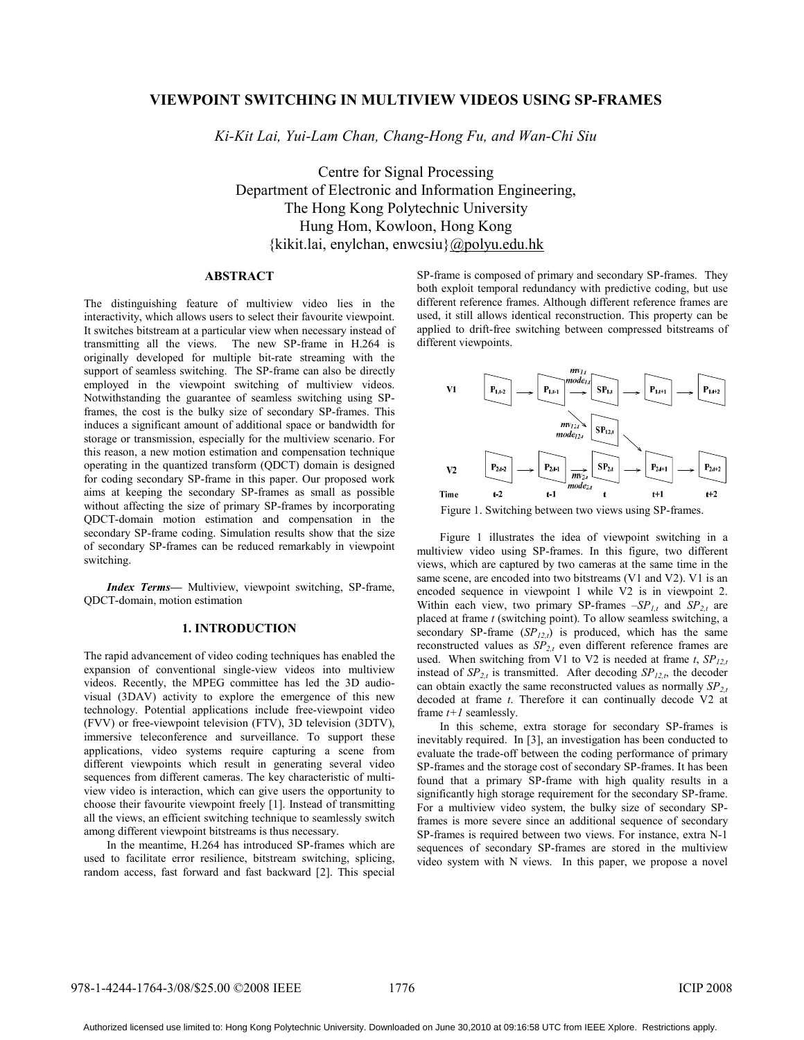# VIEWPOINT SWITCHING IN MULTIVIEW VIDEOS USING SP-FRAMES

*Ki-Kit Lai, Yui-Lam Chan, Chang-Hong Fu, and Wan-Chi Siu*

Centre for Signal Processing
Department of Electronic and Information Engineering,
The Hong Kong Polytechnic University
Hung Hom, Kowloon, Hong Kong
{kikit.lai, enylchan, enwcsiu}@polyu.edu.hk

## ABSTRACT

The distinguishing feature of multiview video lies in the interactivity, which allows users to select their favourite viewpoint. It switches bitstream at a particular view when necessary instead of transmitting all the views. The new SP-frame in H.264 is originally developed for multiple bit-rate streaming with the support of seamless switching. The SP-frame can also be directly employed in the viewpoint switching of multiview videos. Notwithstanding the guarantee of seamless switching using SP-frames, the cost is the bulky size of secondary SP-frames. This induces a significant amount of additional space or bandwidth for storage or transmission, especially for the multiview scenario. For this reason, a new motion estimation and compensation technique operating in the quantized transform (QDCT) domain is designed for coding secondary SP-frame in this paper. Our proposed work aims at keeping the secondary SP-frames as small as possible without affecting the size of primary SP-frames by incorporating QDCT-domain motion estimation and compensation in the secondary SP-frame coding. Simulation results show that the size of secondary SP-frames can be reduced remarkably in viewpoint switching.

***Index Terms*****—** Multiview, viewpoint switching, SP-frame, QDCT-domain, motion estimation

## 1. INTRODUCTION

The rapid advancement of video coding techniques has enabled the expansion of conventional single-view videos into multiview videos. Recently, the MPEG committee has led the 3D audio-visual (3DAV) activity to explore the emergence of this new technology. Potential applications include free-viewpoint video (FVV) or free-viewpoint television (FTV), 3D television (3DTV), immersive teleconference and surveillance. To support these applications, video systems require capturing a scene from different viewpoints which result in generating several video sequences from different cameras. The key characteristic of multi-view video is interaction, which can give users the opportunity to choose their favourite viewpoint freely [1]. Instead of transmitting all the views, an efficient switching technique to seamlessly switch among different viewpoint bitstreams is thus necessary.

In the meantime, H.264 has introduced SP-frames which are used to facilitate error resilience, bitstream switching, splicing, random access, fast forward and fast backward [2]. This special SP-frame is composed of primary and secondary SP-frames. They both exploit temporal redundancy with predictive coding, but use different reference frames. Although different reference frames are used, it still allows identical reconstruction. This property can be applied to drift-free switching between compressed bitstreams of different viewpoints.

Figure 1. Switching between two views using SP-frames.

Figure 1 illustrates the idea of viewpoint switching in a multiview video using SP-frames. In this figure, two different views, which are captured by two cameras at the same time in the same scene, are encoded into two bitstreams (V1 and V2). V1 is an encoded sequence in viewpoint 1 while V2 is in viewpoint 2. Within each view, two primary SP-frames –$SP_{1,t}$ and $SP_{2,t}$ are placed at frame $t$ (switching point). To allow seamless switching, a secondary SP-frame ($SP_{12,t}$) is produced, which has the same reconstructed values as $SP_{2,t}$ even different reference frames are used. When switching from V1 to V2 is needed at frame $t$, $SP_{12,t}$ instead of $SP_{2,t}$ is transmitted. After decoding $SP_{12,t}$, the decoder can obtain exactly the same reconstructed values as normally $SP_{2,t}$ decoded at frame $t$. Therefore it can continually decode V2 at frame $t+1$ seamlessly.

In this scheme, extra storage for secondary SP-frames is inevitably required. In [3], an investigation has been conducted to evaluate the trade-off between the coding performance of primary SP-frames and the storage cost of secondary SP-frames. It has been found that a primary SP-frame with high quality results in a significantly high storage requirement for the secondary SP-frame. For a multiview video system, the bulky size of secondary SP-frames is more severe since an additional sequence of secondary SP-frames is required between two views. For instance, extra N-1 sequences of secondary SP-frames are stored in the multiview video system with N views. In this paper, we propose a novel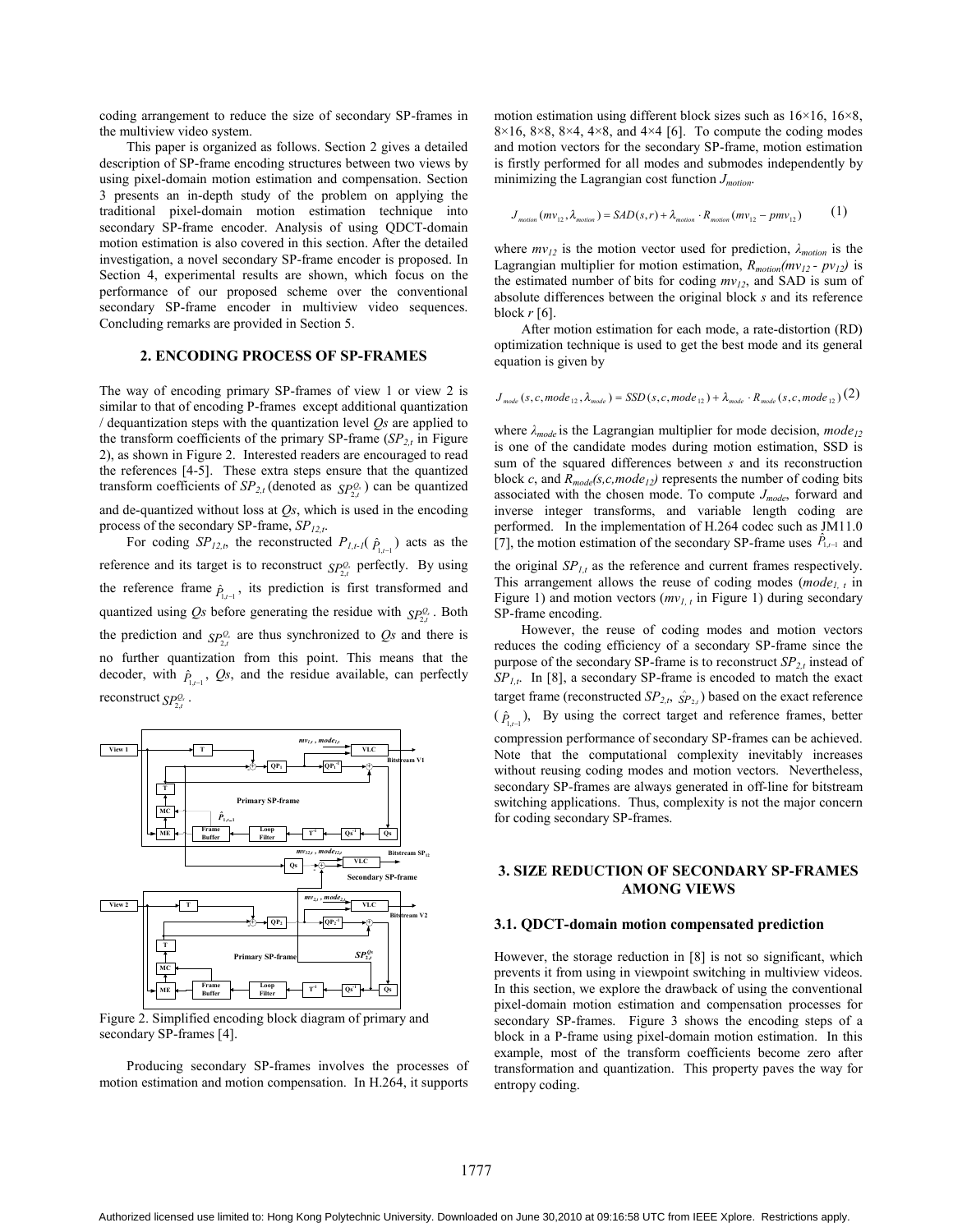coding arrangement to reduce the size of secondary SP-frames in the multiview video system.

This paper is organized as follows. Section 2 gives a detailed description of SP-frame encoding structures between two views by using pixel-domain motion estimation and compensation. Section 3 presents an in-depth study of the problem on applying the traditional pixel-domain motion estimation technique into secondary SP-frame encoder. Analysis of using QDCT-domain motion estimation is also covered in this section. After the detailed investigation, a novel secondary SP-frame encoder is proposed. In Section 4, experimental results are shown, which focus on the performance of our proposed scheme over the conventional secondary SP-frame encoder in multiview video sequences. Concluding remarks are provided in Section 5.

## 2. ENCODING PROCESS OF SP-FRAMES

The way of encoding primary SP-frames of view 1 or view 2 is similar to that of encoding P-frames except additional quantization / dequantization steps with the quantization level $Qs$ are applied to the transform coefficients of the primary SP-frame ($SP_{2,t}$ in Figure 2), as shown in Figure 2. Interested readers are encouraged to read the references [4-5]. These extra steps ensure that the quantized transform coefficients of $SP_{2,t}$ (denoted as $SP_{2,t}^{Q_s}$) can be quantized and de-quantized without loss at $Qs$, which is used in the encoding process of the secondary SP-frame, $SP_{12,t}$.

For coding $SP_{12,t}$, the reconstructed $P_{1,t-1}$($\hat{P}_{1,t-1}$) acts as the reference and its target is to reconstruct $SP_{2,t}^{Q_s}$ perfectly. By using the reference frame $\hat{P}_{1,t-1}$, its prediction is first transformed and quantized using $Qs$ before generating the residue with $SP_{2,t}^{Q_s}$. Both the prediction and $SP_{2,t}^{Q_s}$ are thus synchronized to $Qs$ and there is no further quantization from this point. This means that the decoder, with $\hat{P}_{1,t-1}$, $Qs$, and the residue available, can perfectly reconstruct $SP_{2,t}^{Q_s}$.

Figure 2. Simplified encoding block diagram of primary and secondary SP-frames [4].

Producing secondary SP-frames involves the processes of motion estimation and motion compensation. In H.264, it supports motion estimation using different block sizes such as 16×16, 16×8, 8×16, 8×8, 8×4, 4×8, and 4×4 [6]. To compute the coding modes and motion vectors for the secondary SP-frame, motion estimation is firstly performed for all modes and submodes independently by minimizing the Lagrangian cost function $J_{motion}$.

$$J_{motion}(mv_{12}, \lambda_{motion}) = SAD(s,r) + \lambda_{motion} \cdot R_{motion}(mv_{12} - pmv_{12}) \qquad (1)$$

where $mv_{12}$ is the motion vector used for prediction, $\lambda_{motion}$ is the Lagrangian multiplier for motion estimation, $R_{motion}(mv_{12} - pv_{12})$ is the estimated number of bits for coding $mv_{12}$, and SAD is sum of absolute differences between the original block $s$ and its reference block $r$ [6].

After motion estimation for each mode, a rate-distortion (RD) optimization technique is used to get the best mode and its general equation is given by

$$J_{mode}(s, c, mode_{12}, \lambda_{mode}) = SSD(s, c, mode_{12}) + \lambda_{mode} \cdot R_{mode}(s, c, mode_{12}) \qquad (2)$$

where $\lambda_{mode}$ is the Lagrangian multiplier for mode decision, $mode_{12}$ is one of the candidate modes during motion estimation, SSD is sum of the squared differences between $s$ and its reconstruction block $c$, and $R_{mode}(s,c,mode_{12})$ represents the number of coding bits associated with the chosen mode. To compute $J_{mode}$, forward and inverse integer transforms, and variable length coding are performed. In the implementation of H.264 codec such as JM11.0 [7], the motion estimation of the secondary SP-frame uses $\hat{P}_{1,t-1}$ and the original $SP_{1,t}$ as the reference and current frames respectively. This arrangement allows the reuse of coding modes ($mode_{1,t}$ in Figure 1) and motion vectors ($mv_{1,t}$ in Figure 1) during secondary SP-frame encoding.

However, the reuse of coding modes and motion vectors reduces the coding efficiency of a secondary SP-frame since the purpose of the secondary SP-frame is to reconstruct $SP_{2,t}$ instead of $SP_{1,t}$. In [8], a secondary SP-frame is encoded to match the exact target frame (reconstructed $SP_{2,t}$, $\hat{SP}_{2,t}$) based on the exact reference ($\hat{P}_{1,t-1}$), By using the correct target and reference frames, better compression performance of secondary SP-frames can be achieved. Note that the computational complexity inevitably increases without reusing coding modes and motion vectors. Nevertheless, secondary SP-frames are always generated in off-line for bitstream switching applications. Thus, complexity is not the major concern for coding secondary SP-frames.

## 3. SIZE REDUCTION OF SECONDARY SP-FRAMES AMONG VIEWS

### 3.1. QDCT-domain motion compensated prediction

However, the storage reduction in [8] is not so significant, which prevents it from using in viewpoint switching in multiview videos. In this section, we explore the drawback of using the conventional pixel-domain motion estimation and compensation processes for secondary SP-frames. Figure 3 shows the encoding steps of a block in a P-frame using pixel-domain motion estimation. In this example, most of the transform coefficients become zero after transformation and quantization. This property paves the way for entropy coding.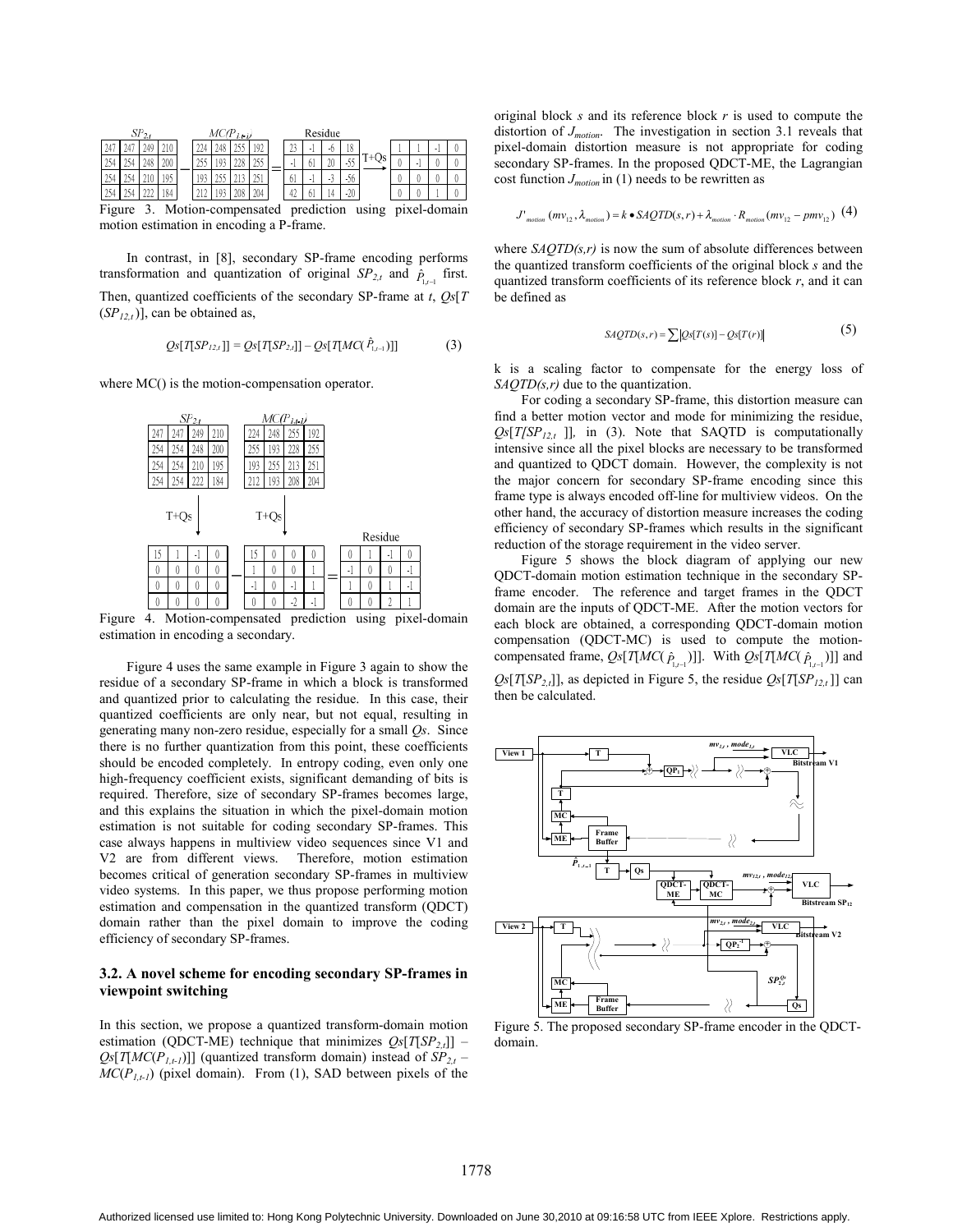| $SP_{2,t}$ | | | | | $MC(P_{1,t-1})$ | | | | | Residue | | | | | | | | |
|---|---|---|---|---|---|---|---|---|---|---|---|---|---|---|---|---|---|---|
| 247 | 247 | 249 | 210 | | 224 | 248 | 255 | 192 | | 23 | -1 | -6 | 18 | | 1 | 1 | -1 | 0 |
| 254 | 254 | 248 | 200 | − | 255 | 193 | 228 | 255 | = | -1 | 61 | 20 | -55 | T+Qs → | 0 | -1 | 0 | 0 |
| 254 | 254 | 210 | 195 | | 193 | 255 | 213 | 251 | | 61 | -1 | -3 | -56 | | 0 | 0 | 0 | 0 |
| 254 | 254 | 222 | 184 | | 212 | 193 | 208 | 204 | | 42 | 61 | 14 | -20 | | 0 | 0 | 1 | 0 |

Figure 3. Motion-compensated prediction using pixel-domain motion estimation in encoding a P-frame.

In contrast, in [8], secondary SP-frame encoding performs transformation and quantization of original $SP_{2,t}$ and $\hat{P}_{1,t-1}$ first. Then, quantized coefficients of the secondary SP-frame at $t$, $Qs[T(SP_{12,t})]$, can be obtained as,

$$Qs[T[SP_{12,t}]] = Qs[T[SP_{2,t}]] - Qs[T[MC(\hat{P}_{1,t-1})]] \quad (3)$$

where MC() is the motion-compensation operator.

| $SP_{2,t}$ | | | | | $MC(P_{1,t-1})$ | | | |
|---|---|---|---|---|---|---|---|---|
| 247 | 247 | 249 | 210 | | 224 | 248 | 255 | 192 |
| 254 | 254 | 248 | 200 | | 255 | 193 | 228 | 255 |
| 254 | 254 | 210 | 195 | | 193 | 255 | 213 | 251 |
| 254 | 254 | 222 | 184 | | 212 | 193 | 208 | 204 |

↓ T+Qs (each block)

| $Qs[T[SP_{2,t}]]$ | | | | | $Qs[T[MC(P_{1,t-1})]]$ | | | | | Residue | | | |
|---|---|---|---|---|---|---|---|---|---|---|---|---|---|
| 15 | 1 | -1 | 0 | | 15 | 0 | 0 | 0 | | 0 | 1 | -1 | 0 |
| 0 | 0 | 0 | 0 | − | 1 | 0 | 0 | 1 | = | -1 | 0 | 0 | -1 |
| 0 | 0 | 0 | 0 | | -1 | 0 | -1 | 1 | | 1 | 0 | 1 | -1 |
| 0 | 0 | 0 | 0 | | 0 | 0 | -2 | -1 | | 0 | 0 | 2 | 1 |

Figure 4. Motion-compensated prediction using pixel-domain estimation in encoding a secondary.

Figure 4 uses the same example in Figure 3 again to show the residue of a secondary SP-frame in which a block is transformed and quantized prior to calculating the residue. In this case, their quantized coefficients are only near, but not equal, resulting in generating many non-zero residue, especially for a small *Qs*. Since there is no further quantization from this point, these coefficients should be encoded completely. In entropy coding, even only one high-frequency coefficient exists, significant demanding of bits is required. Therefore, size of secondary SP-frames becomes large, and this explains the situation in which the pixel-domain motion estimation is not suitable for coding secondary SP-frames. This case always happens in multiview video sequences since V1 and V2 are from different views. Therefore, motion estimation becomes critical of generation secondary SP-frames in multiview video systems. In this paper, we thus propose performing motion estimation and compensation in the quantized transform (QDCT) domain rather than the pixel domain to improve the coding efficiency of secondary SP-frames.

### 3.2. A novel scheme for encoding secondary SP-frames in viewpoint switching

In this section, we propose a quantized transform-domain motion estimation (QDCT-ME) technique that minimizes $Qs[T[SP_{2,t}]] - Qs[T[MC(P_{1,t-1})]]$ (quantized transform domain) instead of $SP_{2,t} - MC(P_{1,t-1})$ (pixel domain). From (1), SAD between pixels of the original block *s* and its reference block *r* is used to compute the distortion of $J_{motion}$. The investigation in section 3.1 reveals that pixel-domain distortion measure is not appropriate for coding secondary SP-frames. In the proposed QDCT-ME, the Lagrangian cost function $J_{motion}$ in (1) needs to be rewritten as

$$J'_{motion}(mv_{12}, \lambda_{motion}) = k \bullet SAQTD(s,r) + \lambda_{motion} \cdot R_{motion}(mv_{12} - pmv_{12}) \quad (4)$$

where *SAQTD(s,r)* is now the sum of absolute differences between the quantized transform coefficients of the original block *s* and the quantized transform coefficients of its reference block *r*, and it can be defined as

$$SAQTD(s,r) = \sum \left| Qs[T(s)] - Qs[T(r)] \right| \quad (5)$$

k is a scaling factor to compensate for the energy loss of *SAQTD(s,r)* due to the quantization.

For coding a secondary SP-frame, this distortion measure can find a better motion vector and mode for minimizing the residue, $Qs[T[SP_{12,t}]]$, in (3). Note that SAQTD is computationally intensive since all the pixel blocks are necessary to be transformed and quantized to QDCT domain. However, the complexity is not the major concern for secondary SP-frame encoding since this frame type is always encoded off-line for multiview videos. On the other hand, the accuracy of distortion measure increases the coding efficiency of secondary SP-frames which results in the significant reduction of the storage requirement in the video server.

Figure 5 shows the block diagram of applying our new QDCT-domain motion estimation technique in the secondary SP-frame encoder. The reference and target frames in the QDCT domain are the inputs of QDCT-ME. After the motion vectors for each block are obtained, a corresponding QDCT-domain motion compensation (QDCT-MC) is used to compute the motion-compensated frame, $Qs[T[MC(\hat{P}_{1,t-1})]]$. With $Qs[T[MC(\hat{P}_{1,t-1})]]$ and $Qs[T[SP_{2,t}]]$, as depicted in Figure 5, the residue $Qs[T[SP_{12,t}]]$ can then be calculated.

Figure 5. The proposed secondary SP-frame encoder in the QDCT-domain.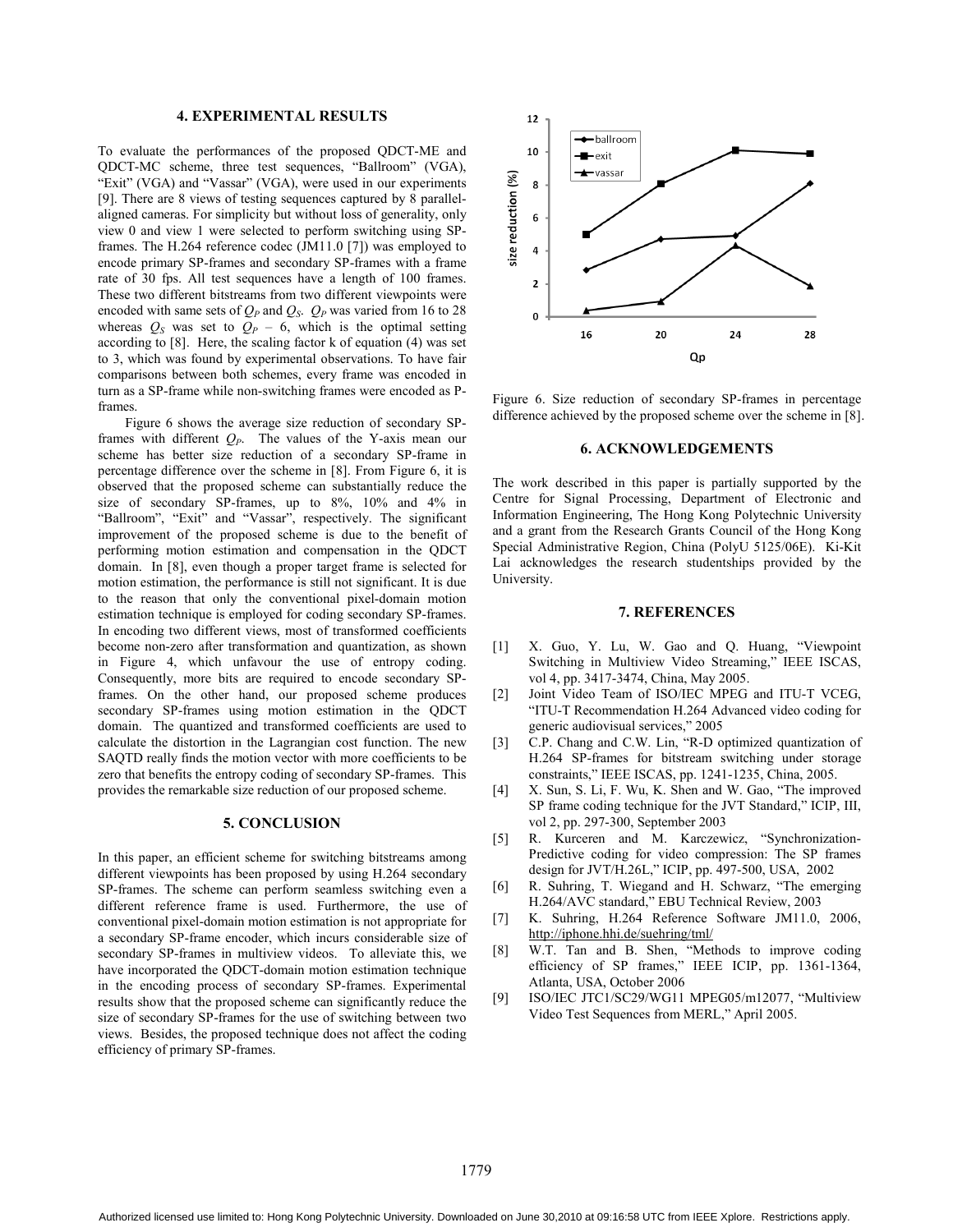## 4. EXPERIMENTAL RESULTS

To evaluate the performances of the proposed QDCT-ME and QDCT-MC scheme, three test sequences, "Ballroom" (VGA), "Exit" (VGA) and "Vassar" (VGA), were used in our experiments [9]. There are 8 views of testing sequences captured by 8 parallel-aligned cameras. For simplicity but without loss of generality, only view 0 and view 1 were selected to perform switching using SP-frames. The H.264 reference codec (JM11.0 [7]) was employed to encode primary SP-frames and secondary SP-frames with a frame rate of 30 fps. All test sequences have a length of 100 frames. These two different bitstreams from two different viewpoints were encoded with same sets of $Q_P$ and $Q_S$. $Q_P$ was varied from 16 to 28 whereas $Q_S$ was set to $Q_P - 6$, which is the optimal setting according to [8]. Here, the scaling factor k of equation (4) was set to 3, which was found by experimental observations. To have fair comparisons between both schemes, every frame was encoded in turn as a SP-frame while non-switching frames were encoded as P-frames.

Figure 6 shows the average size reduction of secondary SP-frames with different $Q_P$. The values of the Y-axis mean our scheme has better size reduction of a secondary SP-frame in percentage difference over the scheme in [8]. From Figure 6, it is observed that the proposed scheme can substantially reduce the size of secondary SP-frames, up to 8%, 10% and 4% in "Ballroom", "Exit" and "Vassar", respectively. The significant improvement of the proposed scheme is due to the benefit of performing motion estimation and compensation in the QDCT domain. In [8], even though a proper target frame is selected for motion estimation, the performance is still not significant. It is due to the reason that only the conventional pixel-domain motion estimation technique is employed for coding secondary SP-frames. In encoding two different views, most of transformed coefficients become non-zero after transformation and quantization, as shown in Figure 4, which unfavour the use of entropy coding. Consequently, more bits are required to encode secondary SP-frames. On the other hand, our proposed scheme produces secondary SP-frames using motion estimation in the QDCT domain. The quantized and transformed coefficients are used to calculate the distortion in the Lagrangian cost function. The new SAQTD really finds the motion vector with more coefficients to be zero that benefits the entropy coding of secondary SP-frames. This provides the remarkable size reduction of our proposed scheme.

## 5. CONCLUSION

In this paper, an efficient scheme for switching bitstreams among different viewpoints has been proposed by using H.264 secondary SP-frames. The scheme can perform seamless switching even a different reference frame is used. Furthermore, the use of conventional pixel-domain motion estimation is not appropriate for a secondary SP-frame encoder, which incurs considerable size of secondary SP-frames in multiview videos. To alleviate this, we have incorporated the QDCT-domain motion estimation technique in the encoding process of secondary SP-frames. Experimental results show that the proposed scheme can significantly reduce the size of secondary SP-frames for the use of switching between two views. Besides, the proposed technique does not affect the coding efficiency of primary SP-frames.

size reduction (%)

12
10
8
6
4
2
0

16 20 24 28

Qp

ballroom
exit
vassar

Figure 6. Size reduction of secondary SP-frames in percentage difference achieved by the proposed scheme over the scheme in [8].

## 6. ACKNOWLEDGEMENTS

The work described in this paper is partially supported by the Centre for Signal Processing, Department of Electronic and Information Engineering, The Hong Kong Polytechnic University and a grant from the Research Grants Council of the Hong Kong Special Administrative Region, China (PolyU 5125/06E). Ki-Kit Lai acknowledges the research studentships provided by the University.

## 7. REFERENCES

[1] X. Guo, Y. Lu, W. Gao and Q. Huang, "Viewpoint Switching in Multiview Video Streaming," IEEE ISCAS, vol 4, pp. 3417-3474, China, May 2005.

[2] Joint Video Team of ISO/IEC MPEG and ITU-T VCEG, "ITU-T Recommendation H.264 Advanced video coding for generic audiovisual services," 2005

[3] C.P. Chang and C.W. Lin, "R-D optimized quantization of H.264 SP-frames for bitstream switching under storage constraints," IEEE ISCAS, pp. 1241-1235, China, 2005.

[4] X. Sun, S. Li, F. Wu, K. Shen and W. Gao, "The improved SP frame coding technique for the JVT Standard," ICIP, III, vol 2, pp. 297-300, September 2003

[5] R. Kurceren and M. Karczewicz, "Synchronization-Predictive coding for video compression: The SP frames design for JVT/H.26L," ICIP, pp. 497-500, USA, 2002

[6] R. Suhring, T. Wiegand and H. Schwarz, "The emerging H.264/AVC standard," EBU Technical Review, 2003

[7] K. Suhring, H.264 Reference Software JM11.0, 2006, http://iphone.hhi.de/suehring/tml/

[8] W.T. Tan and B. Shen, "Methods to improve coding efficiency of SP frames," IEEE ICIP, pp. 1361-1364, Atlanta, USA, October 2006

[9] ISO/IEC JTC1/SC29/WG11 MPEG05/m12077, "Multiview Video Test Sequences from MERL," April 2005.